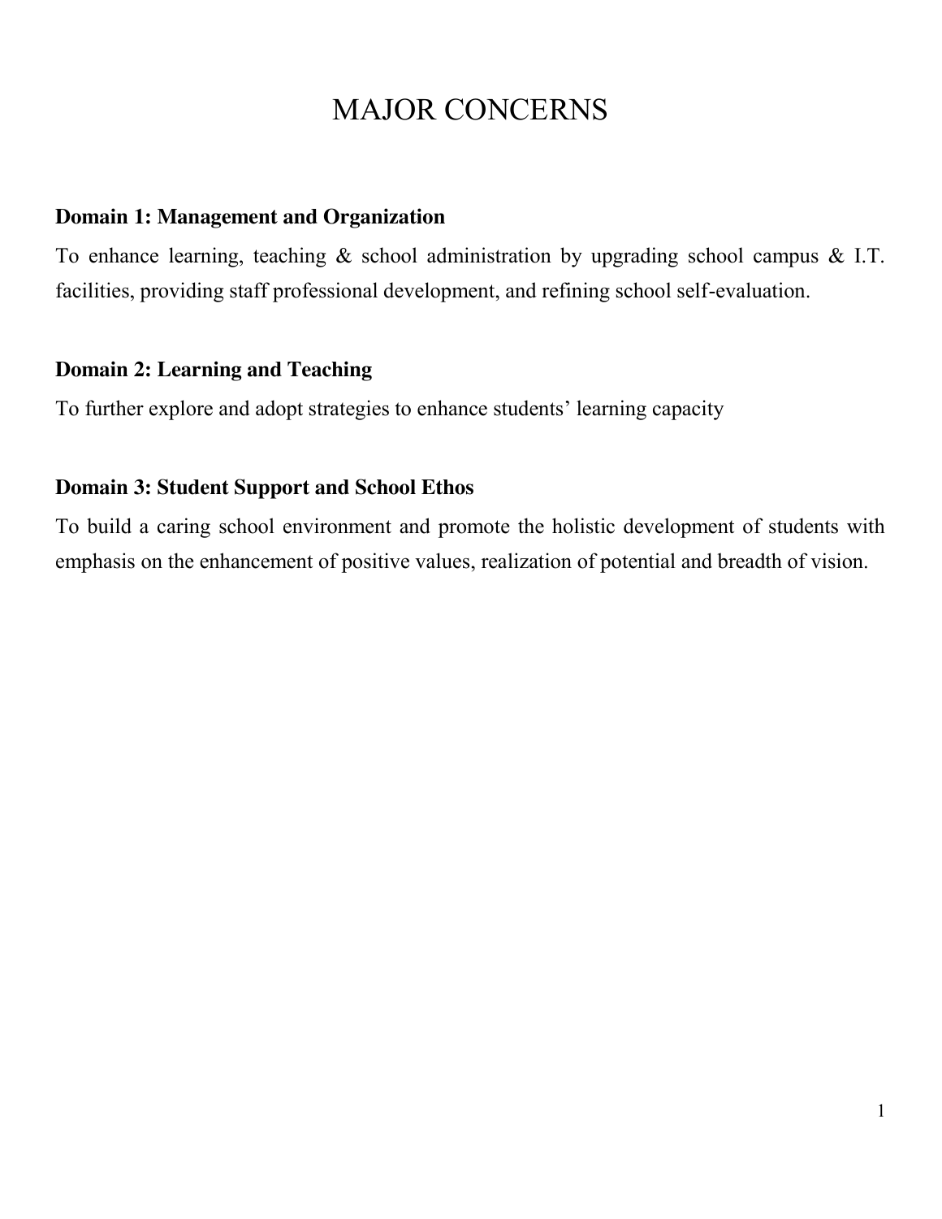# MAJOR CONCERNS

**Domain 1: Management and Organization**

To enhance learning, teaching & school administration by upgrading school campus & I.T. facilities, providing staff professional development, and refining school self-evaluation.

**Domain 2: Learning and Teaching**

To further explore and adopt strategies to enhance students' learning capacity

**Domain 3: Student Support and School Ethos**

To build a caring school environment and promote the holistic development of students with emphasis on the enhancement of positive values, realization of potential and breadth of vision.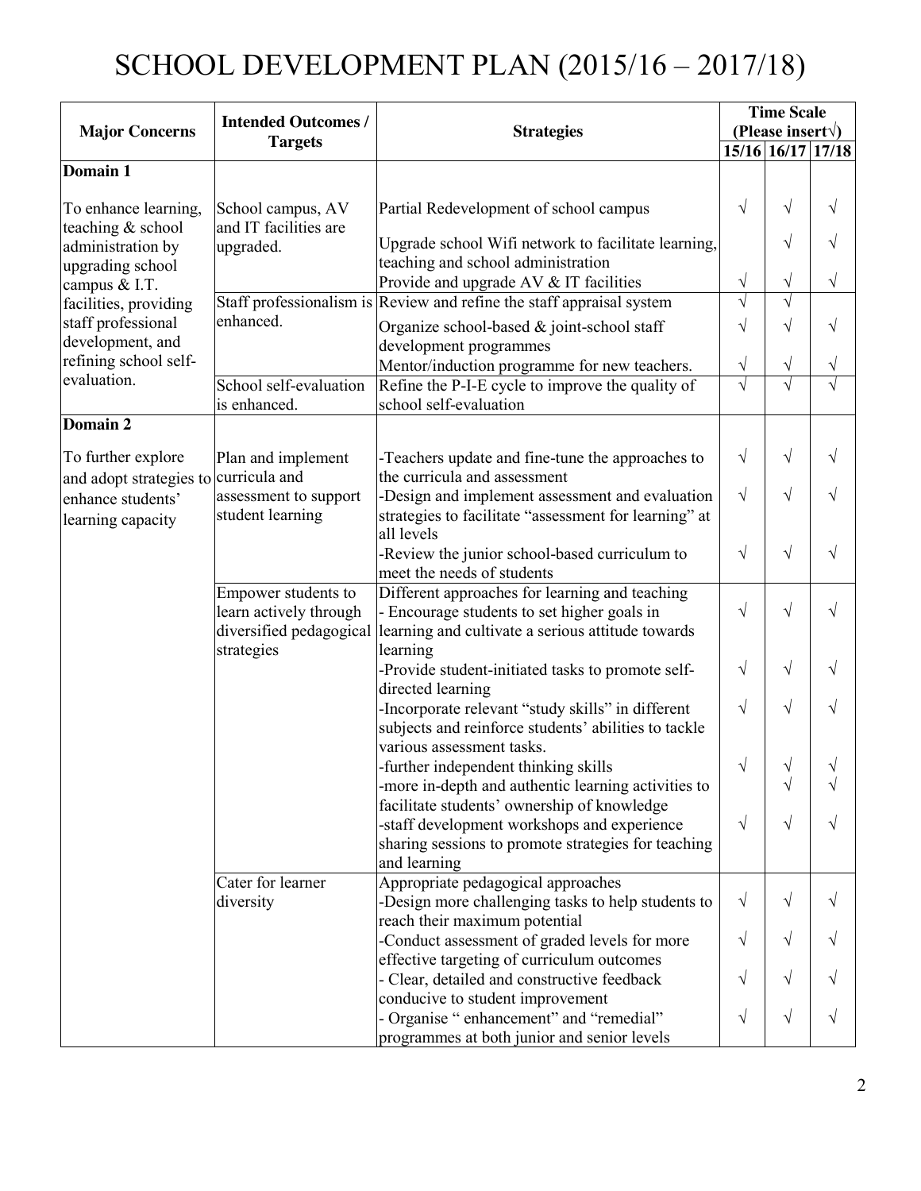# SCHOOL DEVELOPMENT PLAN (2015/16 – 2017/18)

| Major Concerns | Intended Outcomes / Targets | Strategies | Time Scale (Please insert√) | | |
|---|---|---|---|---|---|
| | | | 15/16 | 16/17 | 17/18 |
| **Domain 1** | | | | | |
| To enhance learning, teaching & school administration by upgrading school campus & I.T. facilities, providing staff professional development, and refining school self-evaluation. | School campus, AV and IT facilities are upgraded. | Partial Redevelopment of school campus | √ | √ | √ |
| | | Upgrade school Wifi network to facilitate learning, teaching and school administration | | √ | √ |
| | | Provide and upgrade AV & IT facilities | √ | √ | √ |
| | Staff professionalism is enhanced. | Review and refine the staff appraisal system | √ | √ | |
| | | Organize school-based & joint-school staff development programmes | √ | √ | √ |
| | | Mentor/induction programme for new teachers. | √ | √ | √ |
| | School self-evaluation is enhanced. | Refine the P-I-E cycle to improve the quality of school self-evaluation | √ | √ | √ |
| **Domain 2** | | | | | |
| To further explore and adopt strategies to enhance students' learning capacity | Plan and implement curricula and assessment to support student learning | -Teachers update and fine-tune the approaches to the curricula and assessment | √ | √ | √ |
| | | -Design and implement assessment and evaluation strategies to facilitate "assessment for learning" at all levels | √ | √ | √ |
| | | -Review the junior school-based curriculum to meet the needs of students | √ | √ | √ |
| | Empower students to learn actively through diversified pedagogical strategies | Different approaches for learning and teaching<br>- Encourage students to set higher goals in learning and cultivate a serious attitude towards learning | √ | √ | √ |
| | | -Provide student-initiated tasks to promote self-directed learning | √ | √ | √ |
| | | -Incorporate relevant "study skills" in different subjects and reinforce students' abilities to tackle various assessment tasks. | √ | √ | √ |
| | | -further independent thinking skills | √ | √ | √ |
| | | -more in-depth and authentic learning activities to facilitate students' ownership of knowledge | | √ | √ |
| | | -staff development workshops and experience sharing sessions to promote strategies for teaching and learning | √ | √ | √ |
| | Cater for learner diversity | Appropriate pedagogical approaches<br>-Design more challenging tasks to help students to reach their maximum potential | √ | √ | √ |
| | | -Conduct assessment of graded levels for more effective targeting of curriculum outcomes | √ | √ | √ |
| | | - Clear, detailed and constructive feedback conducive to student improvement | √ | √ | √ |
| | | - Organise " enhancement" and "remedial" programmes at both junior and senior levels | √ | √ | √ |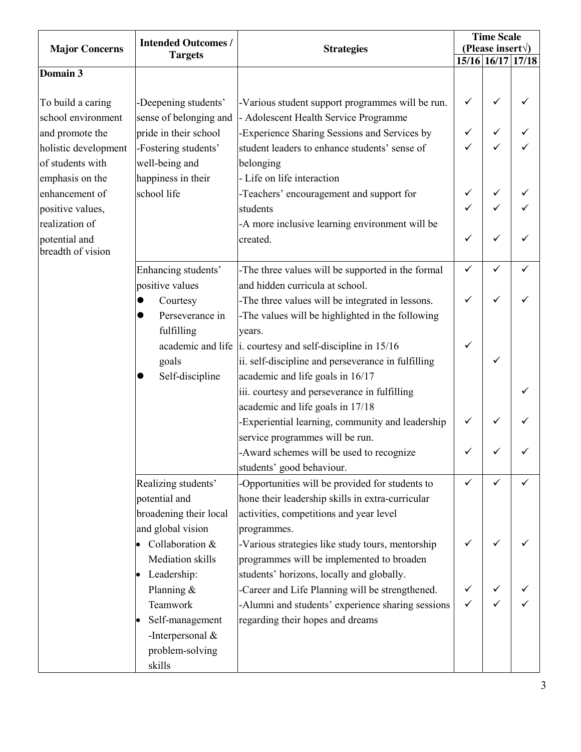| Major Concerns | Intended Outcomes / Targets | Strategies | Time Scale (Please insert√) | | |
|---|---|---|---|---|---|
| | | | 15/16 | 16/17 | 17/18 |
| **Domain 3** | | | | | |
| To build a caring school environment and promote the holistic development of students with emphasis on the enhancement of positive values, realization of potential and breadth of vision | -Deepening students' sense of belonging and pride in their school<br>-Fostering students' well-being and happiness in their school life | -Various student support programmes will be run.<br>- Adolescent Health Service Programme<br>-Experience Sharing Sessions and Services by student leaders to enhance students' sense of belonging<br>- Life on life interaction<br>-Teachers' encouragement and support for students<br>-A more inclusive learning environment will be created. | ✓<br>✓<br>✓<br>✓<br>✓<br>✓ | ✓<br>✓<br>✓<br>✓<br>✓<br>✓ | ✓<br>✓<br>✓<br>✓<br>✓<br>✓ |
| | Enhancing students' positive values<br>● Courtesy<br>● Perseverance in fulfilling academic and life goals<br>● Self-discipline | -The three values will be supported in the formal and hidden curricula at school.<br>-The three values will be integrated in lessons.<br>-The values will be highlighted in the following years.<br>i. courtesy and self-discipline in 15/16<br>ii. self-discipline and perseverance in fulfilling academic and life goals in 16/17<br>iii. courtesy and perseverance in fulfilling academic and life goals in 17/18<br>-Experiential learning, community and leadership service programmes will be run.<br>-Award schemes will be used to recognize students' good behaviour. | ✓<br>✓<br>✓<br><br><br>✓<br>✓ | ✓<br>✓<br><br>✓<br><br>✓<br>✓ | ✓<br>✓<br><br><br>✓<br>✓<br>✓ |
| | Realizing students' potential and broadening their local and global vision<br>• Collaboration & Mediation skills<br>• Leadership: Planning & Teamwork<br>• Self-management -Interpersonal & problem-solving skills | -Opportunities will be provided for students to hone their leadership skills in extra-curricular activities, competitions and year level programmes.<br>-Various strategies like study tours, mentorship programmes will be implemented to broaden students' horizons, locally and globally.<br>-Career and Life Planning will be strengthened.<br>-Alumni and students' experience sharing sessions regarding their hopes and dreams | ✓<br>✓<br>✓<br>✓ | ✓<br>✓<br>✓<br>✓ | ✓<br>✓<br>✓<br>✓ |